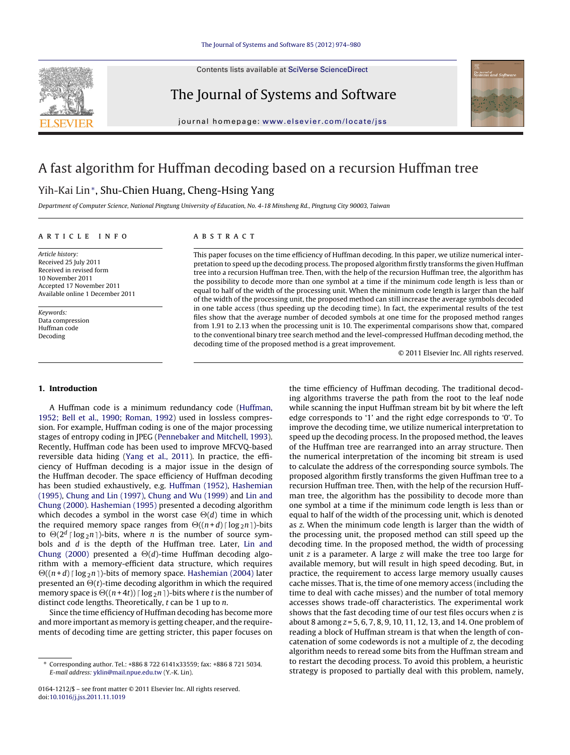# A fast algorithm for Huffman decoding based on a recursion Huffman tree

Yih-Kai Lin*, Shu-Chien Huang, Cheng-Hsing Yang

*Department of Computer Science, National Pingtung University of Education, No. 4-18 Minsheng Rd., Pingtung City 90003, Taiwan*

## ARTICLE INFO

*Article history:*
Received 25 July 2011
Received in revised form
10 November 2011
Accepted 17 November 2011
Available online 1 December 2011

*Keywords:*
Data compression
Huffman code
Decoding

## ABSTRACT

This paper focuses on the time efficiency of Huffman decoding. In this paper, we utilize numerical interpretation to speed up the decoding process. The proposed algorithm firstly transforms the given Huffman tree into a recursion Huffman tree. Then, with the help of the recursion Huffman tree, the algorithm has the possibility to decode more than one symbol at a time if the minimum code length is less than or equal to half of the width of the processing unit. When the minimum code length is larger than the half of the width of the processing unit, the proposed method can still increase the average symbols decoded in one table access (thus speeding up the decoding time). In fact, the experimental results of the test files show that the average number of decoded symbols at one time for the proposed method ranges from 1.91 to 2.13 when the processing unit is 10. The experimental comparisons show that, compared to the conventional binary tree search method and the level-compressed Huffman decoding method, the decoding time of the proposed method is a great improvement.

© 2011 Elsevier Inc. All rights reserved.

## 1. Introduction

A Huffman code is a minimum redundancy code (Huffman, 1952; Bell et al., 1990; Roman, 1992) used in lossless compression. For example, Huffman coding is one of the major processing stages of entropy coding in JPEG (Pennebaker and Mitchell, 1993). Recently, Huffman code has been used to improve MFCVQ-based reversible data hiding (Yang et al., 2011). In practice, the efficiency of Huffman decoding is a major issue in the design of the Huffman decoder. The space efficiency of Huffman decoding has been studied exhaustively, e.g. Huffman (1952), Hashemian (1995), Chung and Lin (1997), Chung and Wu (1999) and Lin and Chung (2000). Hashemian (1995) presented a decoding algorithm which decodes a symbol in the worst case $\Theta(d)$ time in which the required memory space ranges from $\Theta((n+d)\lceil \log_2 n \rceil)$-bits to $\Theta(2^d \lceil \log_2 n \rceil)$-bits, where $n$ is the number of source symbols and $d$ is the depth of the Huffman tree. Later, Lin and Chung (2000) presented a $\Theta(d)$-time Huffman decoding algorithm with a memory-efficient data structure, which requires $\Theta((n+d)\lceil \log_2 n \rceil)$-bits of memory space. Hashemian (2004) later presented an $\Theta(t)$-time decoding algorithm in which the required memory space is $\Theta((n+4t))\lceil \log_2 n \rceil)$-bits where $t$ is the number of distinct code lengths. Theoretically, $t$ can be 1 up to $n$.

Since the time efficiency of Huffman decoding has become more and more important as memory is getting cheaper, and the requirements of decoding time are getting stricter, this paper focuses on the time efficiency of Huffman decoding. The traditional decoding algorithms traverse the path from the root to the leaf node while scanning the input Huffman stream bit by bit where the left edge corresponds to '1' and the right edge corresponds to '0'. To improve the decoding time, we utilize numerical interpretation to speed up the decoding process. In the proposed method, the leaves of the Huffman tree are rearranged into an array structure. Then the numerical interpretation of the incoming bit stream is used to calculate the address of the corresponding source symbols. The proposed algorithm firstly transforms the given Huffman tree to a recursion Huffman tree. Then, with the help of the recursion Huffman tree, the algorithm has the possibility to decode more than one symbol at a time if the minimum code length is less than or equal to half of the width of the processing unit, which is denoted as $z$. When the minimum code length is larger than the width of the processing unit, the proposed method can still speed up the decoding time. In the proposed method, the width of processing unit $z$ is a parameter. A large $z$ will make the tree too large for available memory, but will result in high speed decoding. But, in practice, the requirement to access large memory usually causes cache misses. That is, the time of one memory access (including the time to deal with cache misses) and the number of total memory accesses shows trade-off characteristics. The experimental work shows that the fast decoding time of our test files occurs when $z$ is about 8 among $z$ = 5, 6, 7, 8, 9, 10, 11, 12, 13, and 14. One problem of reading a block of Huffman stream is that when the length of concatenation of some codewords is not a multiple of $z$, the decoding algorithm needs to reread some bits from the Huffman stream and to restart the decoding process. To avoid this problem, a heuristic strategy is proposed to partially deal with this problem, namely,

* Corresponding author. Tel.: +886 8 722 6141x33559; fax: +886 8 721 5034.
*E-mail address:* yklin@mail.npue.edu.tw (Y.-K. Lin).

0164-1212/$ – see front matter © 2011 Elsevier Inc. All rights reserved.
doi:10.1016/j.jss.2011.11.1019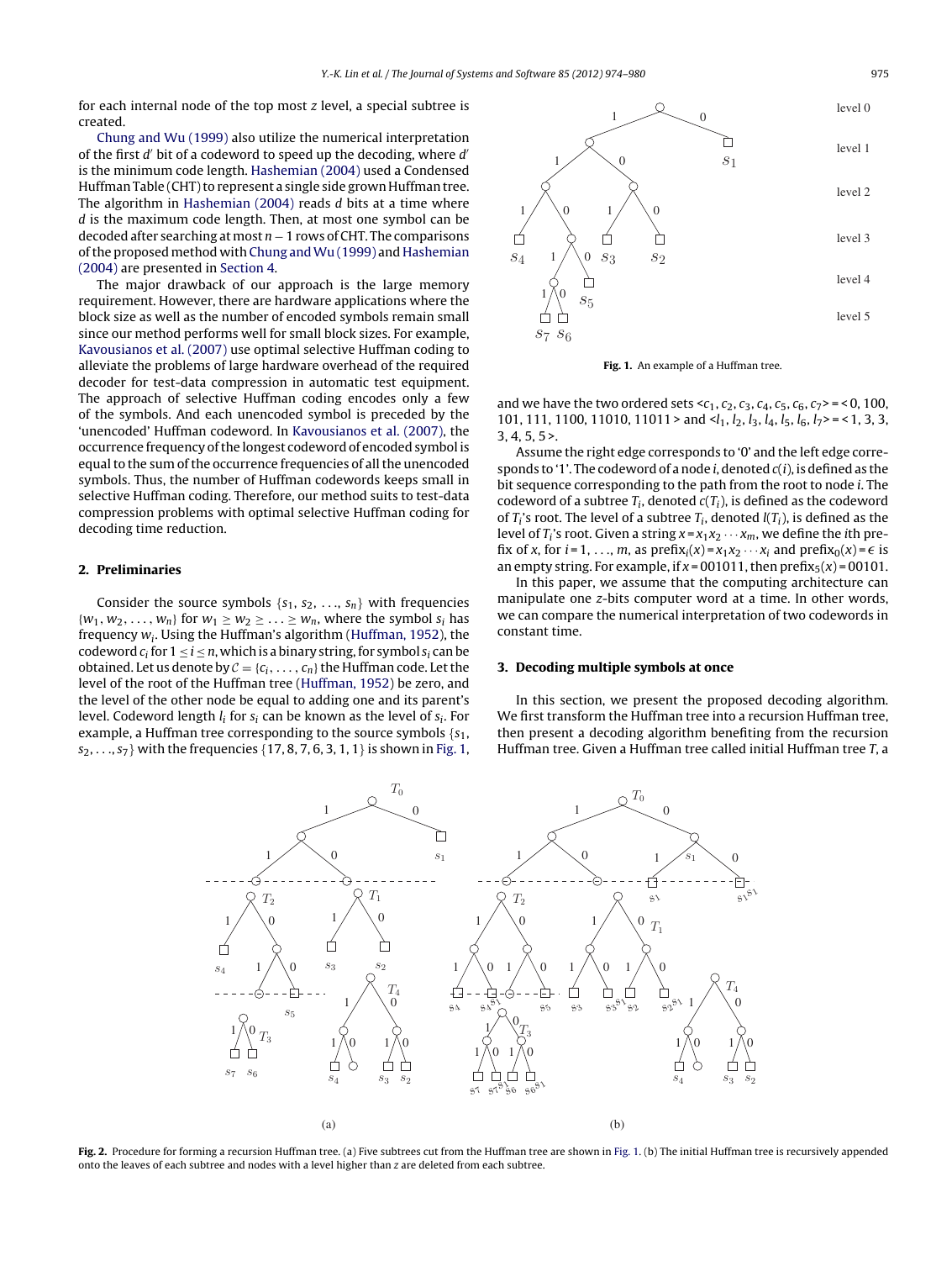for each internal node of the top most $z$ level, a special subtree is created.

Chung and Wu (1999) also utilize the numerical interpretation of the first $d'$ bit of a codeword to speed up the decoding, where $d'$ is the minimum code length. Hashemian (2004) used a Condensed Huffman Table (CHT) to represent a single side grown Huffman tree. The algorithm in Hashemian (2004) reads $d$ bits at a time where $d$ is the maximum code length. Then, at most one symbol can be decoded after searching at most $n-1$ rows of CHT. The comparisons of the proposed method with Chung and Wu (1999) and Hashemian (2004) are presented in Section 4.

The major drawback of our approach is the large memory requirement. However, there are hardware applications where the block size as well as the number of encoded symbols remain small since our method performs well for small block sizes. For example, Kavousianos et al. (2007) use optimal selective Huffman coding to alleviate the problems of large hardware overhead of the required decoder for test-data compression in automatic test equipment. The approach of selective Huffman coding encodes only a few of the symbols. And each unencoded symbol is preceded by the 'unencoded' Huffman codeword. In Kavousianos et al. (2007), the occurrence frequency of the longest codeword of encoded symbol is equal to the sum of the occurrence frequencies of all the unencoded symbols. Thus, the number of Huffman codewords keeps small in selective Huffman coding. Therefore, our method suits to test-data compression problems with optimal selective Huffman coding for decoding time reduction.

## 2. Preliminaries

Consider the source symbols $\{s_1, s_2, \ldots, s_n\}$ with frequencies $\{w_1, w_2, \ldots, w_n\}$ for $w_1 \geq w_2 \geq \ldots \geq w_n$, where the symbol $s_i$ has frequency $w_i$. Using the Huffman's algorithm (Huffman, 1952), the codeword $c_i$ for $1 \leq i \leq n$, which is a binary string, for symbol $s_i$ can be obtained. Let us denote by $\mathcal{C} = \{c_1, \ldots, c_n\}$ the Huffman code. Let the level of the root of the Huffman tree (Huffman, 1952) be zero, and the level of the other node be equal to adding one and its parent's level. Codeword length $l_i$ for $s_i$ can be known as the level of $s_i$. For example, a Huffman tree corresponding to the source symbols $\{s_1, s_2, \ldots, s_7\}$ with the frequencies $\{17, 8, 7, 6, 3, 1, 1\}$ is shown in Fig. 1,

Fig. 1. An example of a Huffman tree.

and we have the two ordered sets $<c_1, c_2, c_3, c_4, c_5, c_6, c_7> = <0, 100, 101, 111, 1100, 11010, 11011>$ and $<l_1, l_2, l_3, l_4, l_5, l_6, l_7> = <1, 3, 3, 3, 4, 5, 5>$.

Assume the right edge corresponds to '0' and the left edge corresponds to '1'. The codeword of a node $i$, denoted $c(i)$, is defined as the bit sequence corresponding to the path from the root to node $i$. The codeword of a subtree $T_i$, denoted $c(T_i)$, is defined as the codeword of $T_i$'s root. The level of a subtree $T_i$, denoted $l(T_i)$, is defined as the level of $T_i$'s root. Given a string $x = x_1x_2 \cdots x_m$, we define the $i$th prefix of $x$, for $i = 1, \ldots, m$, as $\text{prefix}_i(x) = x_1x_2 \cdots x_i$ and $\text{prefix}_0(x) = \epsilon$ is an empty string. For example, if $x = 001011$, then $\text{prefix}_5(x) = 00101$.

In this paper, we assume that the computing architecture can manipulate one $z$-bits computer word at a time. In other words, we can compare the numerical interpretation of two codewords in constant time.

## 3. Decoding multiple symbols at once

In this section, we present the proposed decoding algorithm. We first transform the Huffman tree into a recursion Huffman tree, then present a decoding algorithm benefiting from the recursion Huffman tree. Given a Huffman tree called initial Huffman tree $T$, a

Fig. 2. Procedure for forming a recursion Huffman tree. (a) Five subtrees cut from the Huffman tree are shown in Fig. 1. (b) The initial Huffman tree is recursively appended onto the leaves of each subtree and nodes with a level higher than $z$ are deleted from each subtree.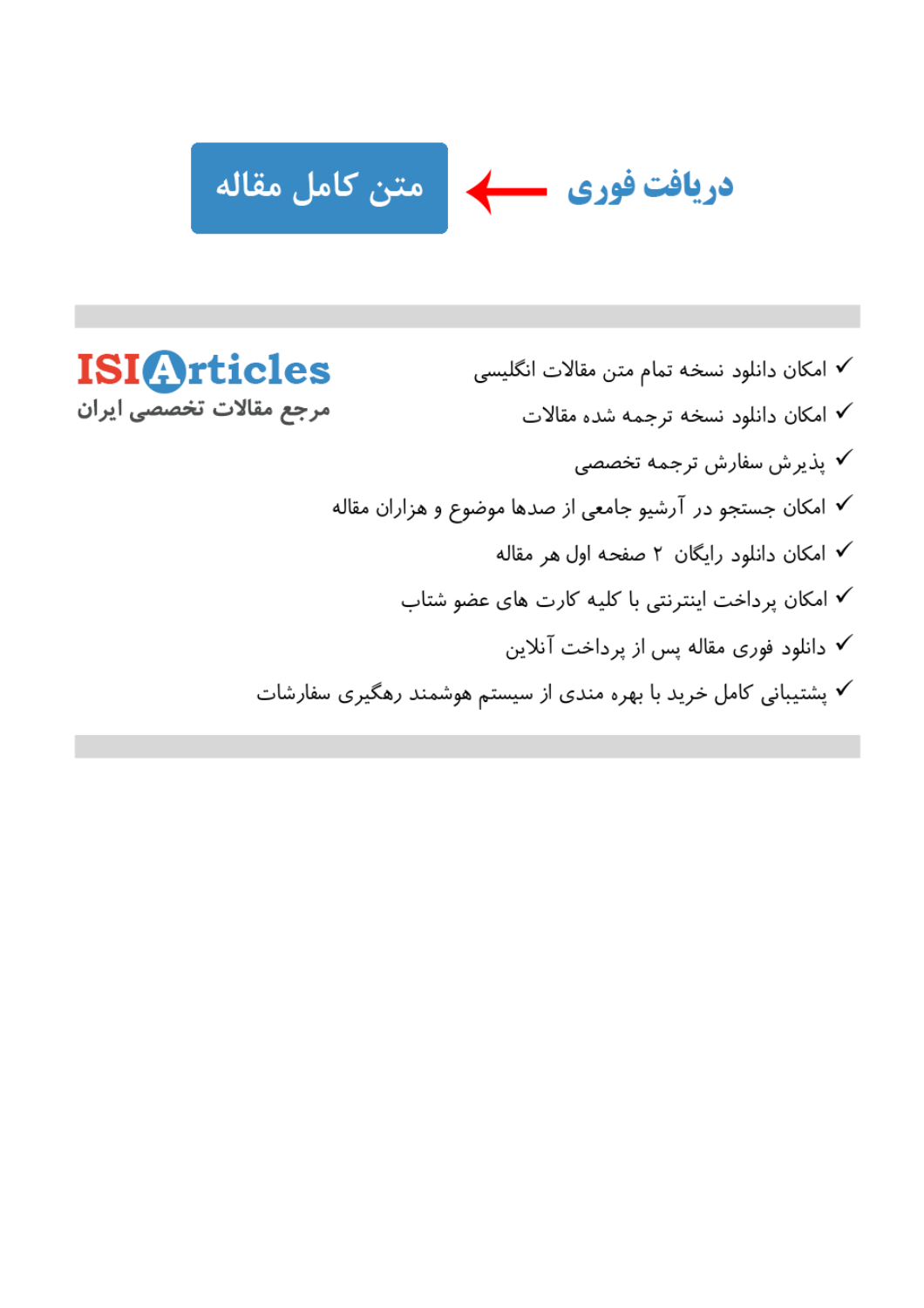دریافت فوری ← **متن کامل مقاله**

**ISIArticles**
مرجع مقالات تخصصی ایران

- ✓ امکان دانلود نسخه تمام متن مقالات انگلیسی
- ✓ امکان دانلود نسخه ترجمه شده مقالات
- ✓ پذیرش سفارش ترجمه تخصصی
- ✓ امکان جستجو در آرشیو جامعی از صدها موضوع و هزاران مقاله
- ✓ امکان دانلود رایگان ۲ صفحه اول هر مقاله
- ✓ امکان پرداخت اینترنتی با کلیه کارت های عضو شتاب
- ✓ دانلود فوری مقاله پس از پرداخت آنلاین
- ✓ پشتیبانی کامل خرید با بهره مندی از سیستم هوشمند رهگیری سفارشات